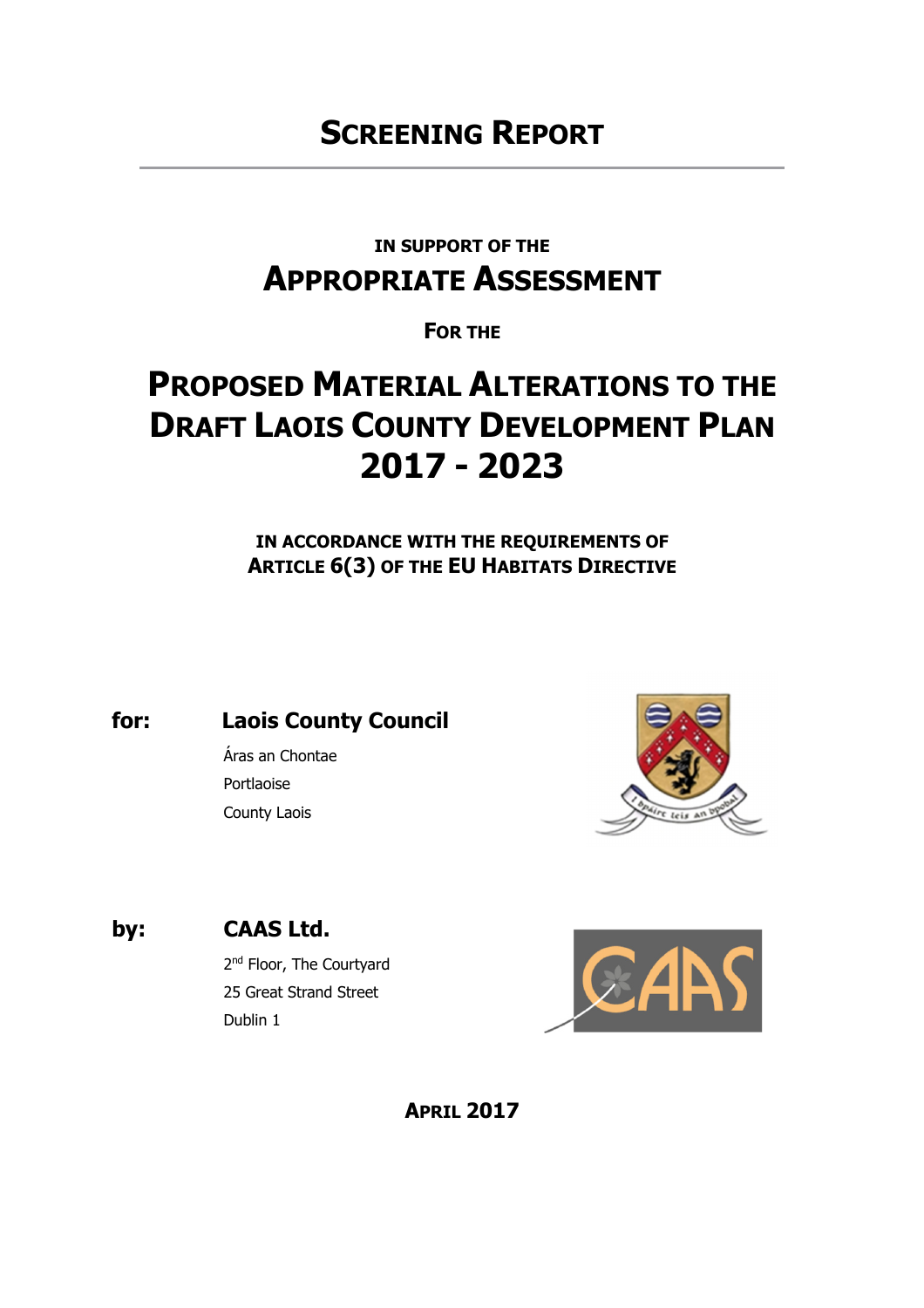# SCREENING REPORT

IN SUPPORT OF THE

## APPROPRIATE ASSESSMENT

FOR THE

# PROPOSED MATERIAL ALTERATIONS TO THE DRAFT LAOIS COUNTY DEVELOPMENT PLAN 2017 - 2023

IN ACCORDANCE WITH THE REQUIREMENTS OF
ARTICLE 6(3) OF THE EU HABITATS DIRECTIVE

**for:** **Laois County Council**

Áras an Chontae
Portlaoise
County Laois

**by:** **CAAS Ltd.**

2nd Floor, The Courtyard
25 Great Strand Street
Dublin 1

**APRIL 2017**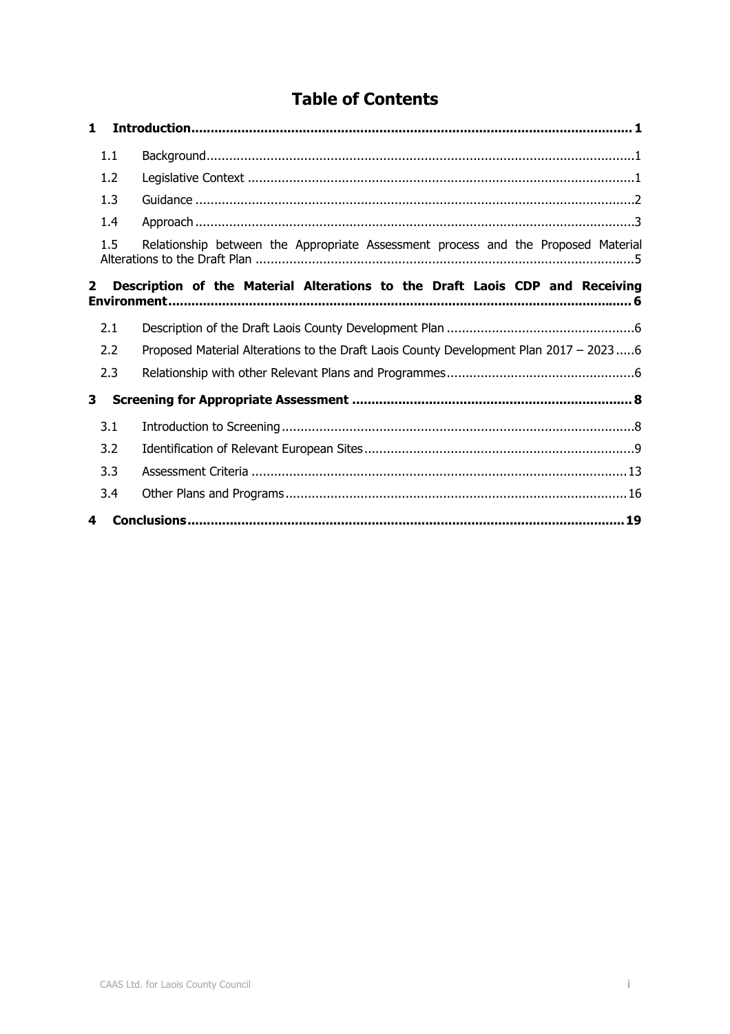# Table of Contents

**1 Introduction ..... 1**

- 1.1 Background ..... 1
- 1.2 Legislative Context ..... 1
- 1.3 Guidance ..... 2
- 1.4 Approach ..... 3
- 1.5 Relationship between the Appropriate Assessment process and the Proposed Material Alterations to the Draft Plan ..... 5

**2 Description of the Material Alterations to the Draft Laois CDP and Receiving Environment ..... 6**

- 2.1 Description of the Draft Laois County Development Plan ..... 6
- 2.2 Proposed Material Alterations to the Draft Laois County Development Plan 2017 – 2023 ..... 6
- 2.3 Relationship with other Relevant Plans and Programmes ..... 6

**3 Screening for Appropriate Assessment ..... 8**

- 3.1 Introduction to Screening ..... 8
- 3.2 Identification of Relevant European Sites ..... 9
- 3.3 Assessment Criteria ..... 13
- 3.4 Other Plans and Programs ..... 16

**4 Conclusions ..... 19**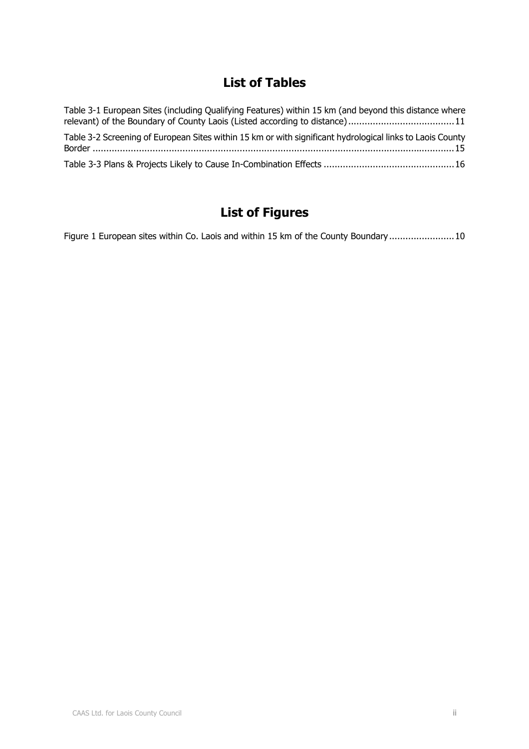## List of Tables

Table 3-1 European Sites (including Qualifying Features) within 15 km (and beyond this distance where relevant) of the Boundary of County Laois (Listed according to distance) ....................................... 11

Table 3-2 Screening of European Sites within 15 km or with significant hydrological links to Laois County Border ..................................................................................................................................... 15

Table 3-3 Plans & Projects Likely to Cause In-Combination Effects ................................................ 16

## List of Figures

Figure 1 European sites within Co. Laois and within 15 km of the County Boundary ........................ 10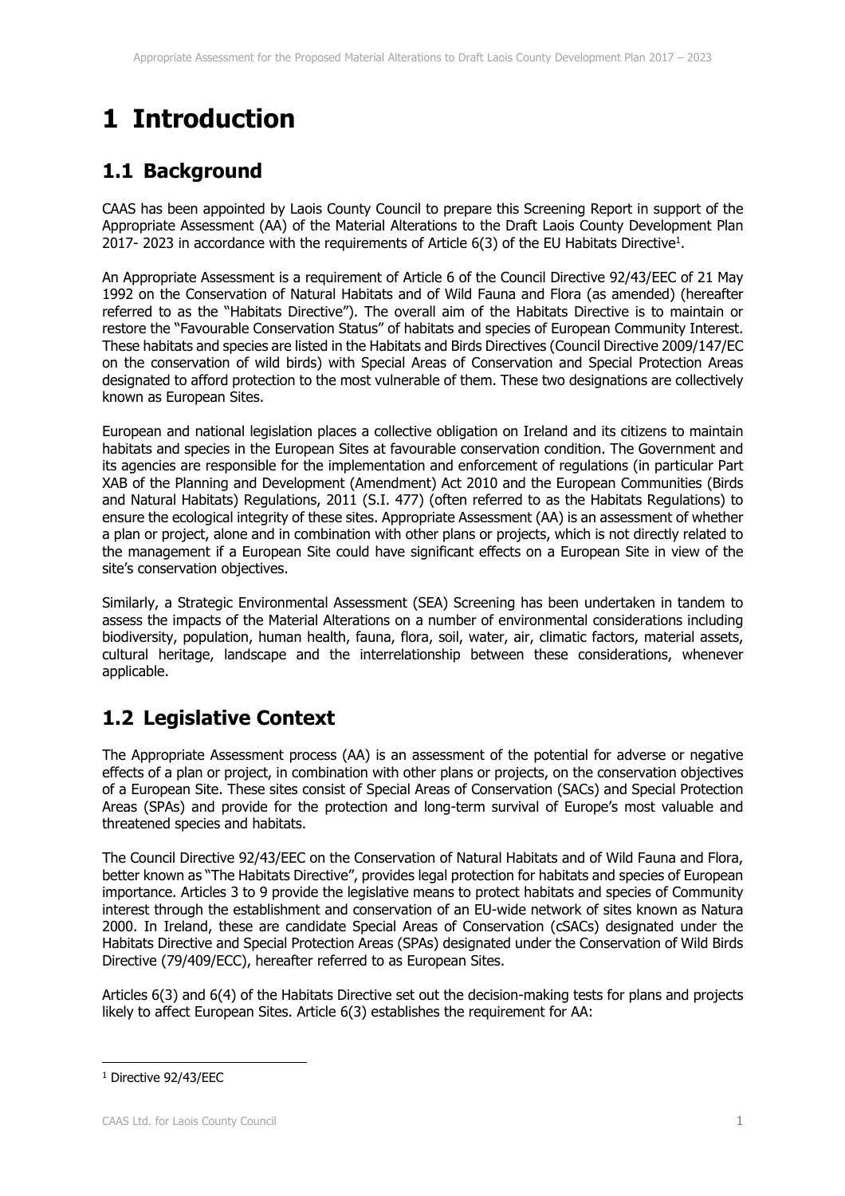# 1 Introduction

## 1.1 Background

CAAS has been appointed by Laois County Council to prepare this Screening Report in support of the Appropriate Assessment (AA) of the Material Alterations to the Draft Laois County Development Plan 2017- 2023 in accordance with the requirements of Article 6(3) of the EU Habitats Directive[1].

An Appropriate Assessment is a requirement of Article 6 of the Council Directive 92/43/EEC of 21 May 1992 on the Conservation of Natural Habitats and of Wild Fauna and Flora (as amended) (hereafter referred to as the "Habitats Directive"). The overall aim of the Habitats Directive is to maintain or restore the "Favourable Conservation Status" of habitats and species of European Community Interest. These habitats and species are listed in the Habitats and Birds Directives (Council Directive 2009/147/EC on the conservation of wild birds) with Special Areas of Conservation and Special Protection Areas designated to afford protection to the most vulnerable of them. These two designations are collectively known as European Sites.

European and national legislation places a collective obligation on Ireland and its citizens to maintain habitats and species in the European Sites at favourable conservation condition. The Government and its agencies are responsible for the implementation and enforcement of regulations (in particular Part XAB of the Planning and Development (Amendment) Act 2010 and the European Communities (Birds and Natural Habitats) Regulations, 2011 (S.I. 477) (often referred to as the Habitats Regulations) to ensure the ecological integrity of these sites. Appropriate Assessment (AA) is an assessment of whether a plan or project, alone and in combination with other plans or projects, which is not directly related to the management if a European Site could have significant effects on a European Site in view of the site's conservation objectives.

Similarly, a Strategic Environmental Assessment (SEA) Screening has been undertaken in tandem to assess the impacts of the Material Alterations on a number of environmental considerations including biodiversity, population, human health, fauna, flora, soil, water, air, climatic factors, material assets, cultural heritage, landscape and the interrelationship between these considerations, whenever applicable.

## 1.2 Legislative Context

The Appropriate Assessment process (AA) is an assessment of the potential for adverse or negative effects of a plan or project, in combination with other plans or projects, on the conservation objectives of a European Site. These sites consist of Special Areas of Conservation (SACs) and Special Protection Areas (SPAs) and provide for the protection and long-term survival of Europe's most valuable and threatened species and habitats.

The Council Directive 92/43/EEC on the Conservation of Natural Habitats and of Wild Fauna and Flora, better known as "The Habitats Directive", provides legal protection for habitats and species of European importance. Articles 3 to 9 provide the legislative means to protect habitats and species of Community interest through the establishment and conservation of an EU-wide network of sites known as Natura 2000. In Ireland, these are candidate Special Areas of Conservation (cSACs) designated under the Habitats Directive and Special Protection Areas (SPAs) designated under the Conservation of Wild Birds Directive (79/409/ECC), hereafter referred to as European Sites.

Articles 6(3) and 6(4) of the Habitats Directive set out the decision-making tests for plans and projects likely to affect European Sites. Article 6(3) establishes the requirement for AA:

[1] Directive 92/43/EEC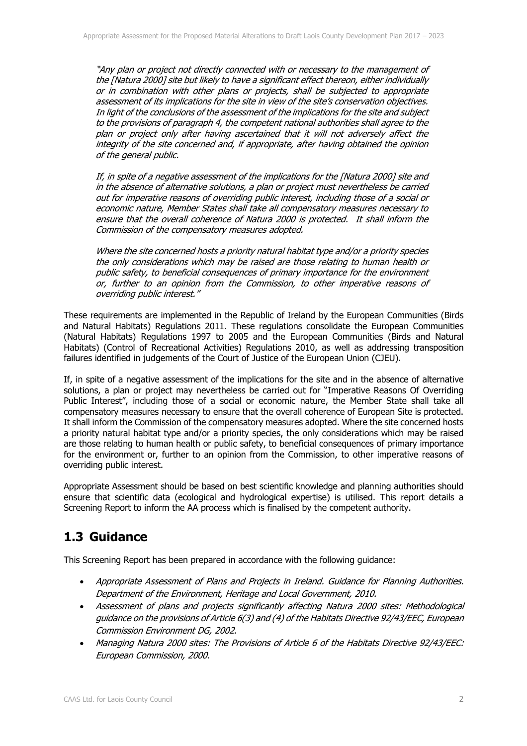*"Any plan or project not directly connected with or necessary to the management of the [Natura 2000] site but likely to have a significant effect thereon, either individually or in combination with other plans or projects, shall be subjected to appropriate assessment of its implications for the site in view of the site's conservation objectives. In light of the conclusions of the assessment of the implications for the site and subject to the provisions of paragraph 4, the competent national authorities shall agree to the plan or project only after having ascertained that it will not adversely affect the integrity of the site concerned and, if appropriate, after having obtained the opinion of the general public.*

*If, in spite of a negative assessment of the implications for the [Natura 2000] site and in the absence of alternative solutions, a plan or project must nevertheless be carried out for imperative reasons of overriding public interest, including those of a social or economic nature, Member States shall take all compensatory measures necessary to ensure that the overall coherence of Natura 2000 is protected. It shall inform the Commission of the compensatory measures adopted.*

*Where the site concerned hosts a priority natural habitat type and/or a priority species the only considerations which may be raised are those relating to human health or public safety, to beneficial consequences of primary importance for the environment or, further to an opinion from the Commission, to other imperative reasons of overriding public interest."*

These requirements are implemented in the Republic of Ireland by the European Communities (Birds and Natural Habitats) Regulations 2011. These regulations consolidate the European Communities (Natural Habitats) Regulations 1997 to 2005 and the European Communities (Birds and Natural Habitats) (Control of Recreational Activities) Regulations 2010, as well as addressing transposition failures identified in judgements of the Court of Justice of the European Union (CJEU).

If, in spite of a negative assessment of the implications for the site and in the absence of alternative solutions, a plan or project may nevertheless be carried out for "Imperative Reasons Of Overriding Public Interest", including those of a social or economic nature, the Member State shall take all compensatory measures necessary to ensure that the overall coherence of European Site is protected. It shall inform the Commission of the compensatory measures adopted. Where the site concerned hosts a priority natural habitat type and/or a priority species, the only considerations which may be raised are those relating to human health or public safety, to beneficial consequences of primary importance for the environment or, further to an opinion from the Commission, to other imperative reasons of overriding public interest.

Appropriate Assessment should be based on best scientific knowledge and planning authorities should ensure that scientific data (ecological and hydrological expertise) is utilised. This report details a Screening Report to inform the AA process which is finalised by the competent authority.

## 1.3 Guidance

This Screening Report has been prepared in accordance with the following guidance:

- *Appropriate Assessment of Plans and Projects in Ireland. Guidance for Planning Authorities. Department of the Environment, Heritage and Local Government, 2010.*
- *Assessment of plans and projects significantly affecting Natura 2000 sites: Methodological guidance on the provisions of Article 6(3) and (4) of the Habitats Directive 92/43/EEC, European Commission Environment DG, 2002.*
- *Managing Natura 2000 sites: The Provisions of Article 6 of the Habitats Directive 92/43/EEC: European Commission, 2000.*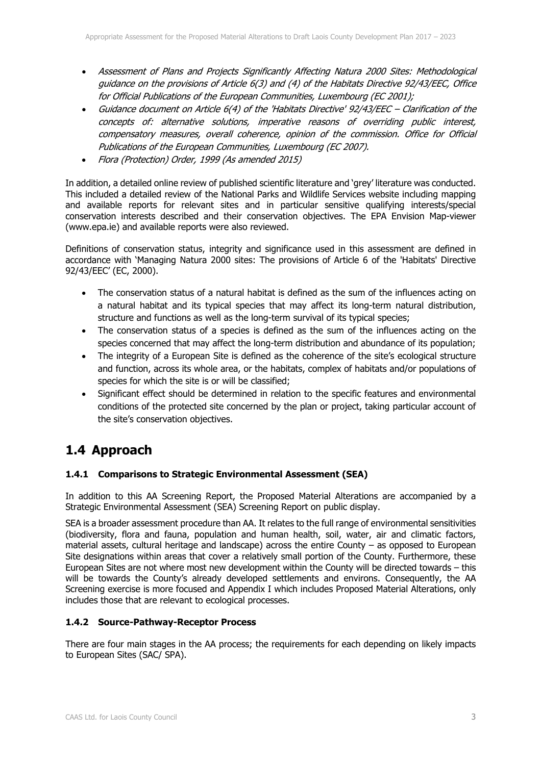- *Assessment of Plans and Projects Significantly Affecting Natura 2000 Sites: Methodological guidance on the provisions of Article 6(3) and (4) of the Habitats Directive 92/43/EEC, Office for Official Publications of the European Communities, Luxembourg (EC 2001);*
- *Guidance document on Article 6(4) of the 'Habitats Directive' 92/43/EEC – Clarification of the concepts of: alternative solutions, imperative reasons of overriding public interest, compensatory measures, overall coherence, opinion of the commission. Office for Official Publications of the European Communities, Luxembourg (EC 2007).*
- *Flora (Protection) Order, 1999 (As amended 2015)*

In addition, a detailed online review of published scientific literature and 'grey' literature was conducted. This included a detailed review of the National Parks and Wildlife Services website including mapping and available reports for relevant sites and in particular sensitive qualifying interests/special conservation interests described and their conservation objectives. The EPA Envision Map-viewer (www.epa.ie) and available reports were also reviewed.

Definitions of conservation status, integrity and significance used in this assessment are defined in accordance with 'Managing Natura 2000 sites: The provisions of Article 6 of the 'Habitats' Directive 92/43/EEC' (EC, 2000).

- The conservation status of a natural habitat is defined as the sum of the influences acting on a natural habitat and its typical species that may affect its long-term natural distribution, structure and functions as well as the long-term survival of its typical species;
- The conservation status of a species is defined as the sum of the influences acting on the species concerned that may affect the long-term distribution and abundance of its population;
- The integrity of a European Site is defined as the coherence of the site's ecological structure and function, across its whole area, or the habitats, complex of habitats and/or populations of species for which the site is or will be classified;
- Significant effect should be determined in relation to the specific features and environmental conditions of the protected site concerned by the plan or project, taking particular account of the site's conservation objectives.

## 1.4 Approach

### 1.4.1 Comparisons to Strategic Environmental Assessment (SEA)

In addition to this AA Screening Report, the Proposed Material Alterations are accompanied by a Strategic Environmental Assessment (SEA) Screening Report on public display.

SEA is a broader assessment procedure than AA. It relates to the full range of environmental sensitivities (biodiversity, flora and fauna, population and human health, soil, water, air and climatic factors, material assets, cultural heritage and landscape) across the entire County – as opposed to European Site designations within areas that cover a relatively small portion of the County. Furthermore, these European Sites are not where most new development within the County will be directed towards – this will be towards the County's already developed settlements and environs. Consequently, the AA Screening exercise is more focused and Appendix I which includes Proposed Material Alterations, only includes those that are relevant to ecological processes.

### 1.4.2 Source-Pathway-Receptor Process

There are four main stages in the AA process; the requirements for each depending on likely impacts to European Sites (SAC/ SPA).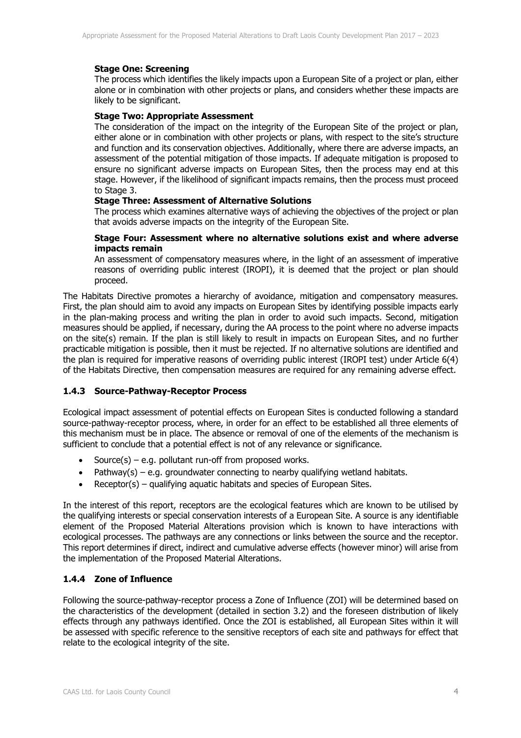**Stage One: Screening**

The process which identifies the likely impacts upon a European Site of a project or plan, either alone or in combination with other projects or plans, and considers whether these impacts are likely to be significant.

**Stage Two: Appropriate Assessment**

The consideration of the impact on the integrity of the European Site of the project or plan, either alone or in combination with other projects or plans, with respect to the site's structure and function and its conservation objectives. Additionally, where there are adverse impacts, an assessment of the potential mitigation of those impacts. If adequate mitigation is proposed to ensure no significant adverse impacts on European Sites, then the process may end at this stage. However, if the likelihood of significant impacts remains, then the process must proceed to Stage 3.

**Stage Three: Assessment of Alternative Solutions**

The process which examines alternative ways of achieving the objectives of the project or plan that avoids adverse impacts on the integrity of the European Site.

**Stage Four: Assessment where no alternative solutions exist and where adverse impacts remain**

An assessment of compensatory measures where, in the light of an assessment of imperative reasons of overriding public interest (IROPI), it is deemed that the project or plan should proceed.

The Habitats Directive promotes a hierarchy of avoidance, mitigation and compensatory measures. First, the plan should aim to avoid any impacts on European Sites by identifying possible impacts early in the plan-making process and writing the plan in order to avoid such impacts. Second, mitigation measures should be applied, if necessary, during the AA process to the point where no adverse impacts on the site(s) remain. If the plan is still likely to result in impacts on European Sites, and no further practicable mitigation is possible, then it must be rejected. If no alternative solutions are identified and the plan is required for imperative reasons of overriding public interest (IROPI test) under Article 6(4) of the Habitats Directive, then compensation measures are required for any remaining adverse effect.

### 1.4.3 Source-Pathway-Receptor Process

Ecological impact assessment of potential effects on European Sites is conducted following a standard source-pathway-receptor process, where, in order for an effect to be established all three elements of this mechanism must be in place. The absence or removal of one of the elements of the mechanism is sufficient to conclude that a potential effect is not of any relevance or significance.

- Source(s) – e.g. pollutant run-off from proposed works.
- Pathway(s) – e.g. groundwater connecting to nearby qualifying wetland habitats.
- Receptor(s) – qualifying aquatic habitats and species of European Sites.

In the interest of this report, receptors are the ecological features which are known to be utilised by the qualifying interests or special conservation interests of a European Site. A source is any identifiable element of the Proposed Material Alterations provision which is known to have interactions with ecological processes. The pathways are any connections or links between the source and the receptor. This report determines if direct, indirect and cumulative adverse effects (however minor) will arise from the implementation of the Proposed Material Alterations.

### 1.4.4 Zone of Influence

Following the source-pathway-receptor process a Zone of Influence (ZOI) will be determined based on the characteristics of the development (detailed in section 3.2) and the foreseen distribution of likely effects through any pathways identified. Once the ZOI is established, all European Sites within it will be assessed with specific reference to the sensitive receptors of each site and pathways for effect that relate to the ecological integrity of the site.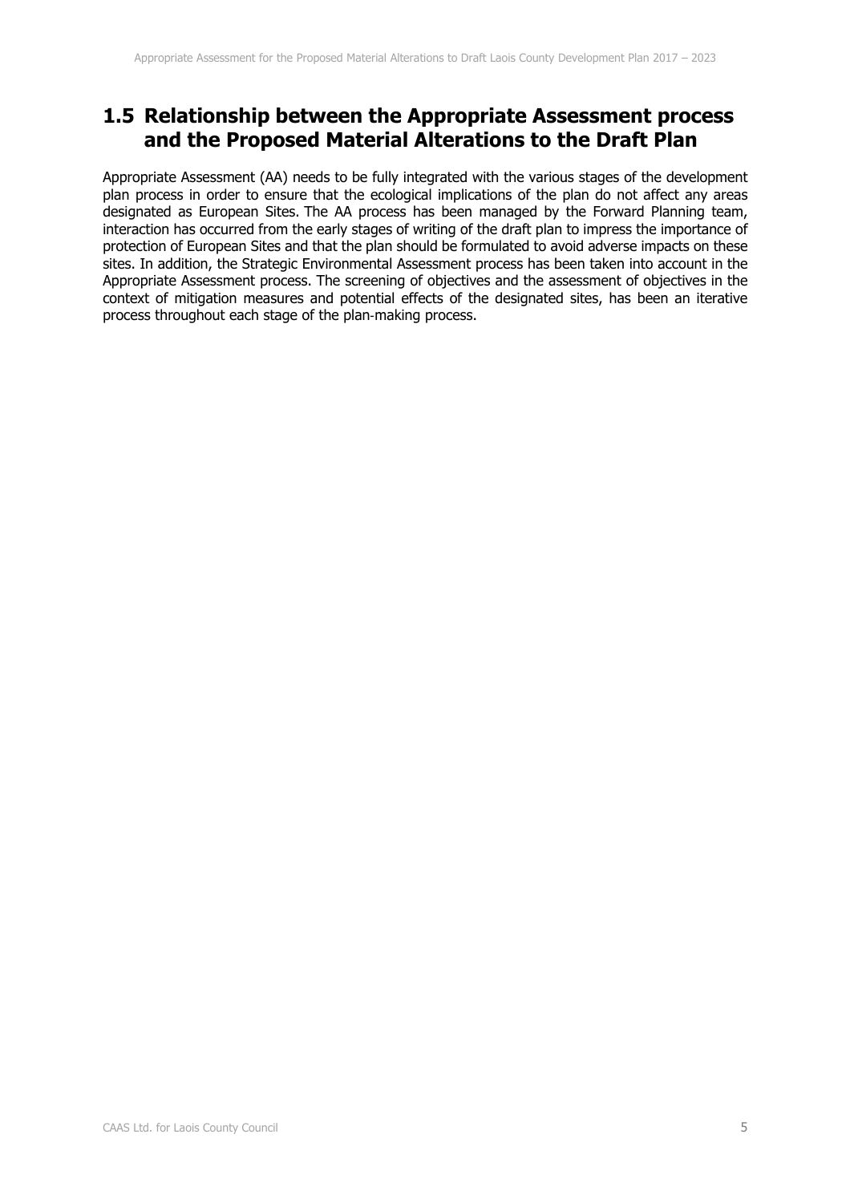## 1.5 Relationship between the Appropriate Assessment process and the Proposed Material Alterations to the Draft Plan

Appropriate Assessment (AA) needs to be fully integrated with the various stages of the development plan process in order to ensure that the ecological implications of the plan do not affect any areas designated as European Sites. The AA process has been managed by the Forward Planning team, interaction has occurred from the early stages of writing of the draft plan to impress the importance of protection of European Sites and that the plan should be formulated to avoid adverse impacts on these sites. In addition, the Strategic Environmental Assessment process has been taken into account in the Appropriate Assessment process. The screening of objectives and the assessment of objectives in the context of mitigation measures and potential effects of the designated sites, has been an iterative process throughout each stage of the plan-making process.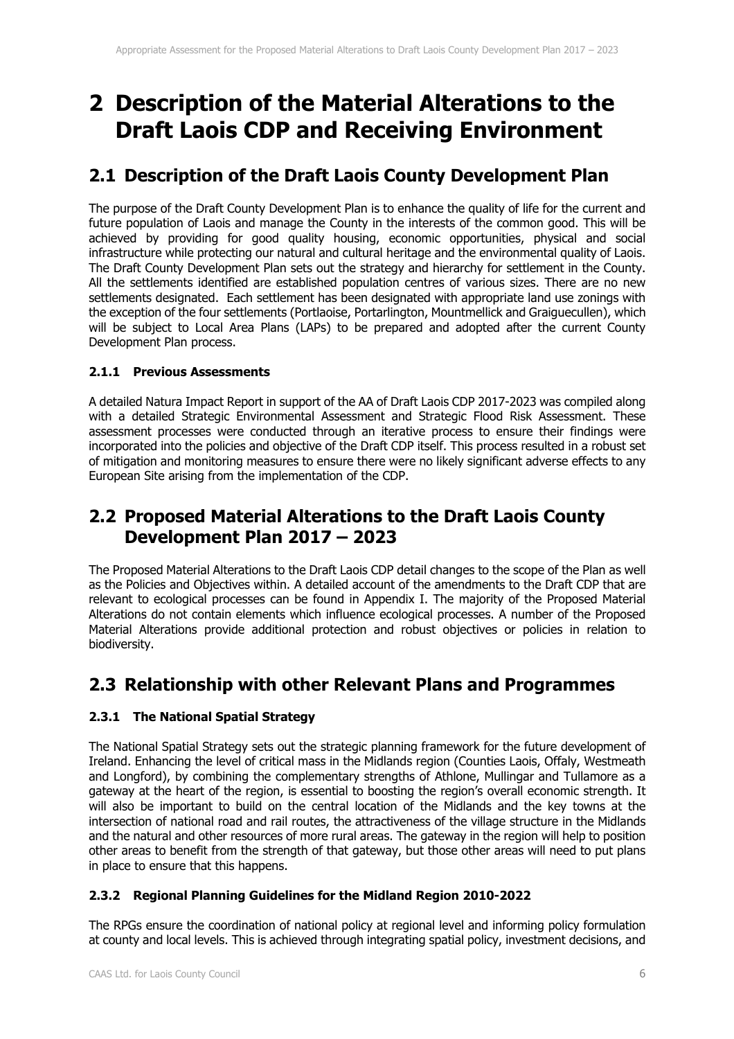# 2 Description of the Material Alterations to the Draft Laois CDP and Receiving Environment

## 2.1 Description of the Draft Laois County Development Plan

The purpose of the Draft County Development Plan is to enhance the quality of life for the current and future population of Laois and manage the County in the interests of the common good. This will be achieved by providing for good quality housing, economic opportunities, physical and social infrastructure while protecting our natural and cultural heritage and the environmental quality of Laois. The Draft County Development Plan sets out the strategy and hierarchy for settlement in the County. All the settlements identified are established population centres of various sizes. There are no new settlements designated. Each settlement has been designated with appropriate land use zonings with the exception of the four settlements (Portlaoise, Portarlington, Mountmellick and Graiguecullen), which will be subject to Local Area Plans (LAPs) to be prepared and adopted after the current County Development Plan process.

### 2.1.1 Previous Assessments

A detailed Natura Impact Report in support of the AA of Draft Laois CDP 2017-2023 was compiled along with a detailed Strategic Environmental Assessment and Strategic Flood Risk Assessment. These assessment processes were conducted through an iterative process to ensure their findings were incorporated into the policies and objective of the Draft CDP itself. This process resulted in a robust set of mitigation and monitoring measures to ensure there were no likely significant adverse effects to any European Site arising from the implementation of the CDP.

## 2.2 Proposed Material Alterations to the Draft Laois County Development Plan 2017 – 2023

The Proposed Material Alterations to the Draft Laois CDP detail changes to the scope of the Plan as well as the Policies and Objectives within. A detailed account of the amendments to the Draft CDP that are relevant to ecological processes can be found in Appendix I. The majority of the Proposed Material Alterations do not contain elements which influence ecological processes. A number of the Proposed Material Alterations provide additional protection and robust objectives or policies in relation to biodiversity.

## 2.3 Relationship with other Relevant Plans and Programmes

### 2.3.1 The National Spatial Strategy

The National Spatial Strategy sets out the strategic planning framework for the future development of Ireland. Enhancing the level of critical mass in the Midlands region (Counties Laois, Offaly, Westmeath and Longford), by combining the complementary strengths of Athlone, Mullingar and Tullamore as a gateway at the heart of the region, is essential to boosting the region's overall economic strength. It will also be important to build on the central location of the Midlands and the key towns at the intersection of national road and rail routes, the attractiveness of the village structure in the Midlands and the natural and other resources of more rural areas. The gateway in the region will help to position other areas to benefit from the strength of that gateway, but those other areas will need to put plans in place to ensure that this happens.

### 2.3.2 Regional Planning Guidelines for the Midland Region 2010-2022

The RPGs ensure the coordination of national policy at regional level and informing policy formulation at county and local levels. This is achieved through integrating spatial policy, investment decisions, and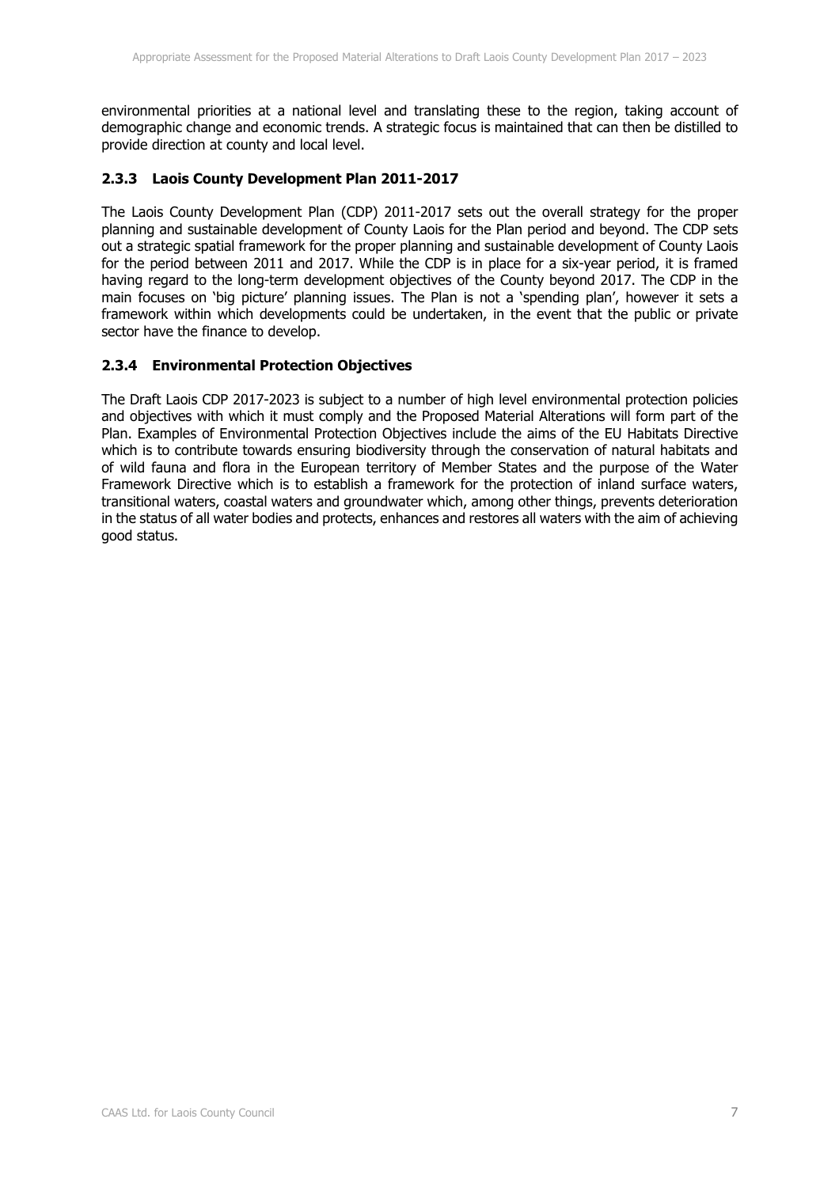environmental priorities at a national level and translating these to the region, taking account of demographic change and economic trends. A strategic focus is maintained that can then be distilled to provide direction at county and local level.

### 2.3.3 Laois County Development Plan 2011-2017

The Laois County Development Plan (CDP) 2011-2017 sets out the overall strategy for the proper planning and sustainable development of County Laois for the Plan period and beyond. The CDP sets out a strategic spatial framework for the proper planning and sustainable development of County Laois for the period between 2011 and 2017. While the CDP is in place for a six-year period, it is framed having regard to the long-term development objectives of the County beyond 2017. The CDP in the main focuses on 'big picture' planning issues. The Plan is not a 'spending plan', however it sets a framework within which developments could be undertaken, in the event that the public or private sector have the finance to develop.

### 2.3.4 Environmental Protection Objectives

The Draft Laois CDP 2017-2023 is subject to a number of high level environmental protection policies and objectives with which it must comply and the Proposed Material Alterations will form part of the Plan. Examples of Environmental Protection Objectives include the aims of the EU Habitats Directive which is to contribute towards ensuring biodiversity through the conservation of natural habitats and of wild fauna and flora in the European territory of Member States and the purpose of the Water Framework Directive which is to establish a framework for the protection of inland surface waters, transitional waters, coastal waters and groundwater which, among other things, prevents deterioration in the status of all water bodies and protects, enhances and restores all waters with the aim of achieving good status.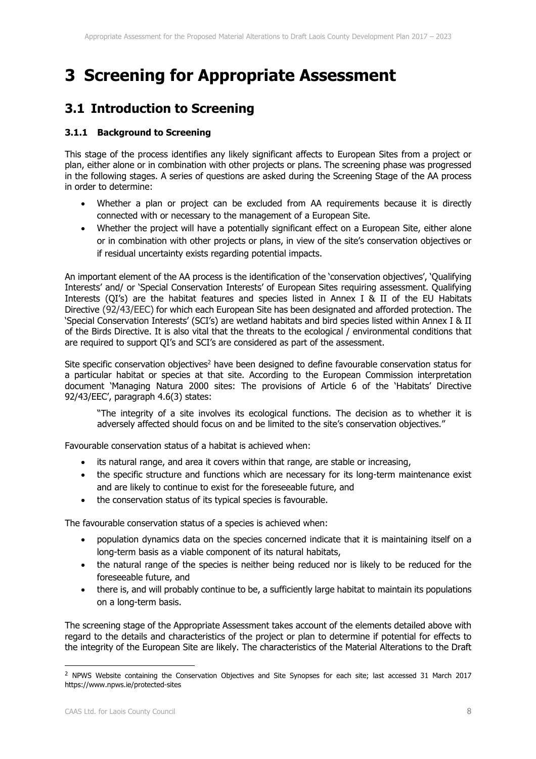# 3 Screening for Appropriate Assessment

## 3.1 Introduction to Screening

### 3.1.1 Background to Screening

This stage of the process identifies any likely significant affects to European Sites from a project or plan, either alone or in combination with other projects or plans. The screening phase was progressed in the following stages. A series of questions are asked during the Screening Stage of the AA process in order to determine:

- Whether a plan or project can be excluded from AA requirements because it is directly connected with or necessary to the management of a European Site.
- Whether the project will have a potentially significant effect on a European Site, either alone or in combination with other projects or plans, in view of the site's conservation objectives or if residual uncertainty exists regarding potential impacts.

An important element of the AA process is the identification of the 'conservation objectives', 'Qualifying Interests' and/ or 'Special Conservation Interests' of European Sites requiring assessment. Qualifying Interests (QI's) are the habitat features and species listed in Annex I & II of the EU Habitats Directive (92/43/EEC) for which each European Site has been designated and afforded protection. The 'Special Conservation Interests' (SCI's) are wetland habitats and bird species listed within Annex I & II of the Birds Directive. It is also vital that the threats to the ecological / environmental conditions that are required to support QI's and SCI's are considered as part of the assessment.

Site specific conservation objectives[2] have been designed to define favourable conservation status for a particular habitat or species at that site. According to the European Commission interpretation document 'Managing Natura 2000 sites: The provisions of Article 6 of the 'Habitats' Directive 92/43/EEC', paragraph 4.6(3) states:

> "The integrity of a site involves its ecological functions. The decision as to whether it is adversely affected should focus on and be limited to the site's conservation objectives."

Favourable conservation status of a habitat is achieved when:

- its natural range, and area it covers within that range, are stable or increasing,
- the specific structure and functions which are necessary for its long-term maintenance exist and are likely to continue to exist for the foreseeable future, and
- the conservation status of its typical species is favourable.

The favourable conservation status of a species is achieved when:

- population dynamics data on the species concerned indicate that it is maintaining itself on a long-term basis as a viable component of its natural habitats,
- the natural range of the species is neither being reduced nor is likely to be reduced for the foreseeable future, and
- there is, and will probably continue to be, a sufficiently large habitat to maintain its populations on a long-term basis.

The screening stage of the Appropriate Assessment takes account of the elements detailed above with regard to the details and characteristics of the project or plan to determine if potential for effects to the integrity of the European Site are likely. The characteristics of the Material Alterations to the Draft

---

[2] NPWS Website containing the Conservation Objectives and Site Synopses for each site; last accessed 31 March 2017 https://www.npws.ie/protected-sites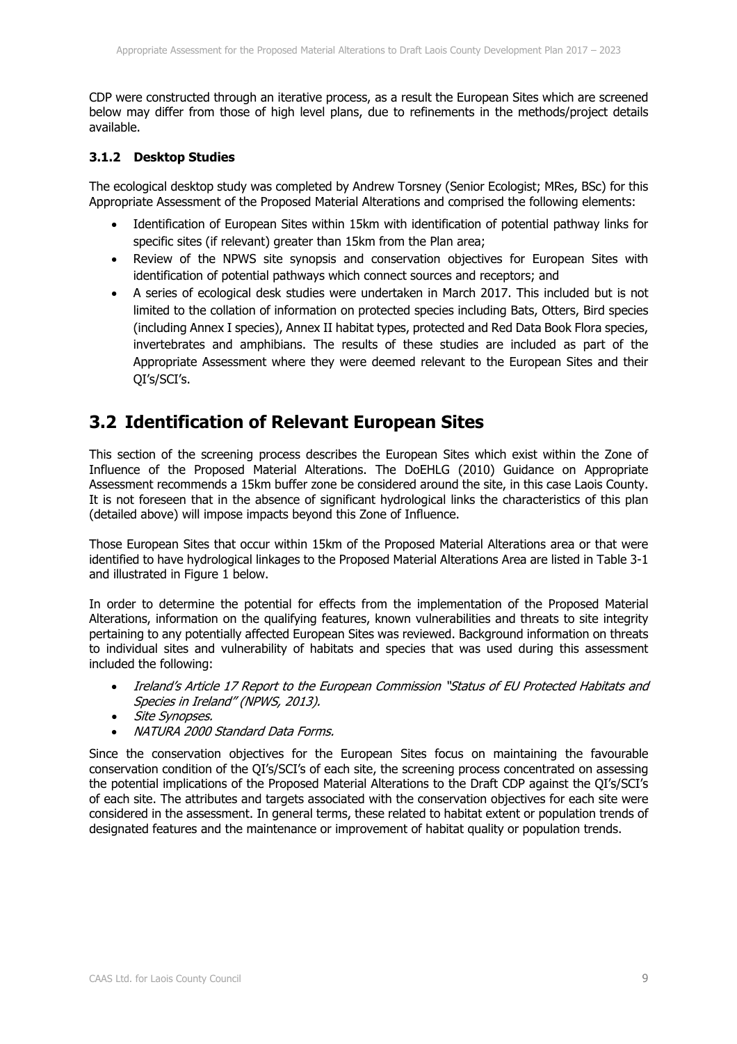CDP were constructed through an iterative process, as a result the European Sites which are screened below may differ from those of high level plans, due to refinements in the methods/project details available.

### 3.1.2 Desktop Studies

The ecological desktop study was completed by Andrew Torsney (Senior Ecologist; MRes, BSc) for this Appropriate Assessment of the Proposed Material Alterations and comprised the following elements:

- Identification of European Sites within 15km with identification of potential pathway links for specific sites (if relevant) greater than 15km from the Plan area;
- Review of the NPWS site synopsis and conservation objectives for European Sites with identification of potential pathways which connect sources and receptors; and
- A series of ecological desk studies were undertaken in March 2017. This included but is not limited to the collation of information on protected species including Bats, Otters, Bird species (including Annex I species), Annex II habitat types, protected and Red Data Book Flora species, invertebrates and amphibians. The results of these studies are included as part of the Appropriate Assessment where they were deemed relevant to the European Sites and their QI's/SCI's.

## 3.2 Identification of Relevant European Sites

This section of the screening process describes the European Sites which exist within the Zone of Influence of the Proposed Material Alterations. The DoEHLG (2010) Guidance on Appropriate Assessment recommends a 15km buffer zone be considered around the site, in this case Laois County. It is not foreseen that in the absence of significant hydrological links the characteristics of this plan (detailed above) will impose impacts beyond this Zone of Influence.

Those European Sites that occur within 15km of the Proposed Material Alterations area or that were identified to have hydrological linkages to the Proposed Material Alterations Area are listed in Table 3-1 and illustrated in Figure 1 below.

In order to determine the potential for effects from the implementation of the Proposed Material Alterations, information on the qualifying features, known vulnerabilities and threats to site integrity pertaining to any potentially affected European Sites was reviewed. Background information on threats to individual sites and vulnerability of habitats and species that was used during this assessment included the following:

- *Ireland's Article 17 Report to the European Commission "Status of EU Protected Habitats and Species in Ireland" (NPWS, 2013).*
- *Site Synopses.*
- *NATURA 2000 Standard Data Forms.*

Since the conservation objectives for the European Sites focus on maintaining the favourable conservation condition of the QI's/SCI's of each site, the screening process concentrated on assessing the potential implications of the Proposed Material Alterations to the Draft CDP against the QI's/SCI's of each site. The attributes and targets associated with the conservation objectives for each site were considered in the assessment. In general terms, these related to habitat extent or population trends of designated features and the maintenance or improvement of habitat quality or population trends.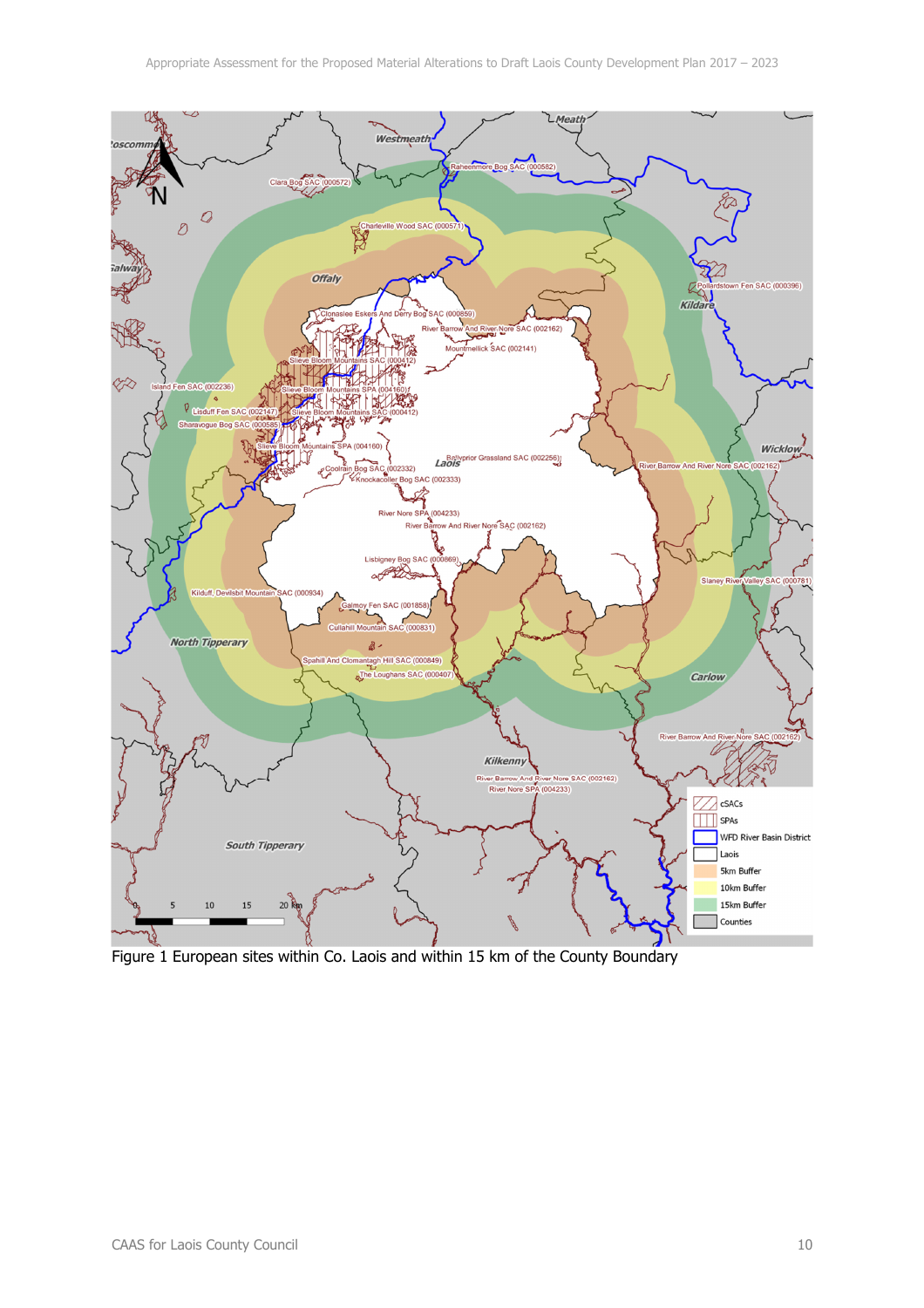Figure 1 European sites within Co. Laois and within 15 km of the County Boundary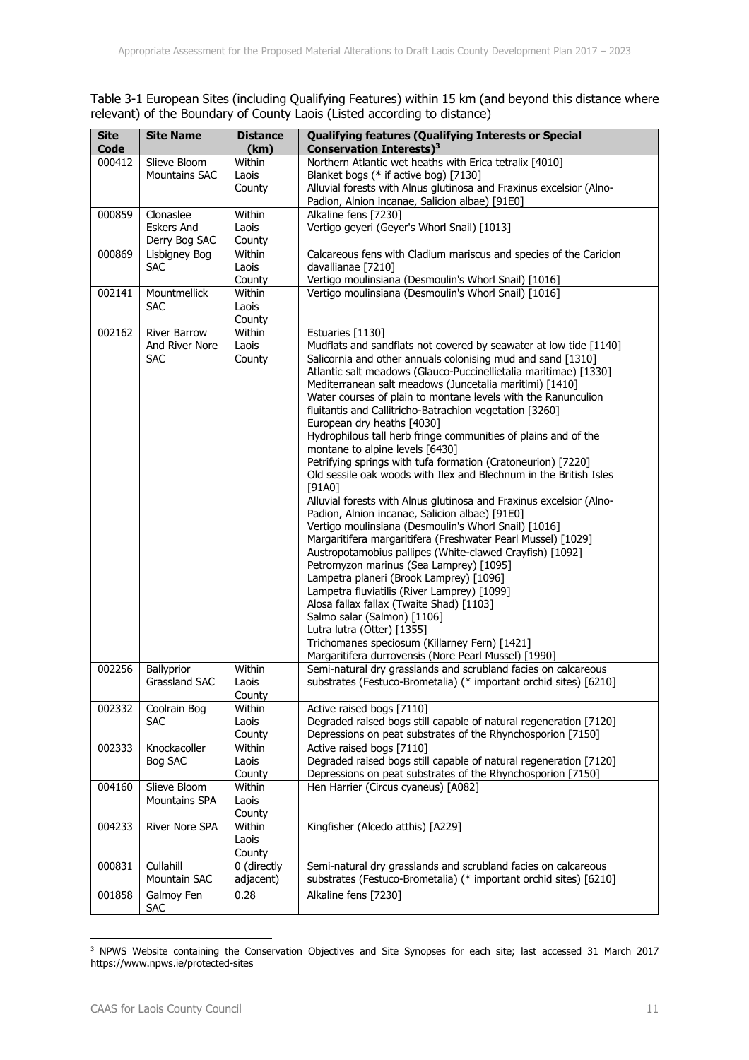Table 3-1 European Sites (including Qualifying Features) within 15 km (and beyond this distance where relevant) of the Boundary of County Laois (Listed according to distance)

| Site Code | Site Name | Distance (km) | Qualifying features (Qualifying Interests or Special Conservation Interests)[3] |
|---|---|---|---|
| 000412 | Slieve Bloom Mountains SAC | Within Laois County | Northern Atlantic wet heaths with Erica tetralix [4010]<br>Blanket bogs (* if active bog) [7130]<br>Alluvial forests with Alnus glutinosa and Fraxinus excelsior (Alno-Padion, Alnion incanae, Salicion albae) [91E0] |
| 000859 | Clonaslee Eskers And Derry Bog SAC | Within Laois County | Alkaline fens [7230]<br>Vertigo geyeri (Geyer's Whorl Snail) [1013] |
| 000869 | Lisbigney Bog SAC | Within Laois County | Calcareous fens with Cladium mariscus and species of the Caricion davallianae [7210]<br>Vertigo moulinsiana (Desmoulin's Whorl Snail) [1016] |
| 002141 | Mountmellick SAC | Within Laois County | Vertigo moulinsiana (Desmoulin's Whorl Snail) [1016] |
| 002162 | River Barrow And River Nore SAC | Within Laois County | Estuaries [1130]<br>Mudflats and sandflats not covered by seawater at low tide [1140]<br>Salicornia and other annuals colonising mud and sand [1310]<br>Atlantic salt meadows (Glauco-Puccinellietalia maritimae) [1330]<br>Mediterranean salt meadows (Juncetalia maritimi) [1410]<br>Water courses of plain to montane levels with the Ranunculion fluitantis and Callitricho-Batrachion vegetation [3260]<br>European dry heaths [4030]<br>Hydrophilous tall herb fringe communities of plains and of the montane to alpine levels [6430]<br>Petrifying springs with tufa formation (Cratoneurion) [7220]<br>Old sessile oak woods with Ilex and Blechnum in the British Isles [91A0]<br>Alluvial forests with Alnus glutinosa and Fraxinus excelsior (Alno-Padion, Alnion incanae, Salicion albae) [91E0]<br>Vertigo moulinsiana (Desmoulin's Whorl Snail) [1016]<br>Margaritifera margaritifera (Freshwater Pearl Mussel) [1029]<br>Austropotamobius pallipes (White-clawed Crayfish) [1092]<br>Petromyzon marinus (Sea Lamprey) [1095]<br>Lampetra planeri (Brook Lamprey) [1096]<br>Lampetra fluviatilis (River Lamprey) [1099]<br>Alosa fallax fallax (Twaite Shad) [1103]<br>Salmo salar (Salmon) [1106]<br>Lutra lutra (Otter) [1355]<br>Trichomanes speciosum (Killarney Fern) [1421]<br>Margaritifera durrovensis (Nore Pearl Mussel) [1990] |
| 002256 | Ballyprior Grassland SAC | Within Laois County | Semi-natural dry grasslands and scrubland facies on calcareous substrates (Festuco-Brometalia) (* important orchid sites) [6210] |
| 002332 | Coolrain Bog SAC | Within Laois County | Active raised bogs [7110]<br>Degraded raised bogs still capable of natural regeneration [7120]<br>Depressions on peat substrates of the Rhynchosporion [7150] |
| 002333 | Knockacoller Bog SAC | Within Laois County | Active raised bogs [7110]<br>Degraded raised bogs still capable of natural regeneration [7120]<br>Depressions on peat substrates of the Rhynchosporion [7150] |
| 004160 | Slieve Bloom Mountains SPA | Within Laois County | Hen Harrier (Circus cyaneus) [A082] |
| 004233 | River Nore SPA | Within Laois County | Kingfisher (Alcedo atthis) [A229] |
| 000831 | Cullahill Mountain SAC | 0 (directly adjacent) | Semi-natural dry grasslands and scrubland facies on calcareous substrates (Festuco-Brometalia) (* important orchid sites) [6210] |
| 001858 | Galmoy Fen SAC | 0.28 | Alkaline fens [7230] |

[3] NPWS Website containing the Conservation Objectives and Site Synopses for each site; last accessed 31 March 2017 https://www.npws.ie/protected-sites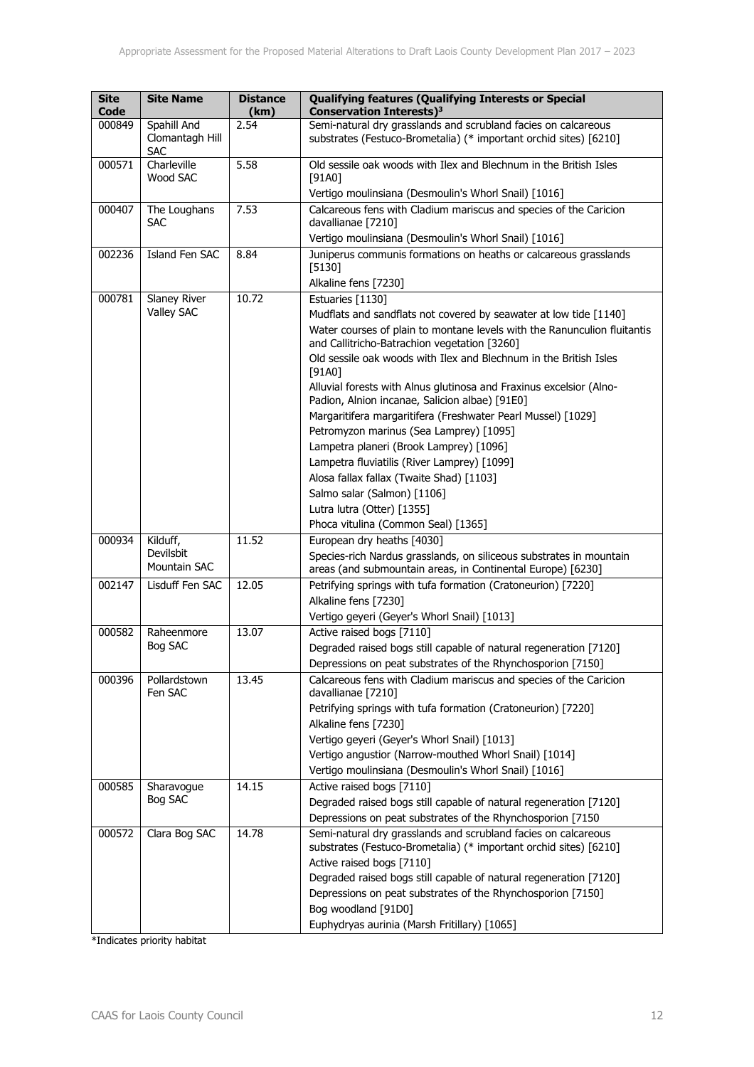| Site Code | Site Name | Distance (km) | Qualifying features (Qualifying Interests or Special Conservation Interests)[3] |
|---|---|---|---|
| 000849 | Spahill And Clomantagh Hill SAC | 2.54 | Semi-natural dry grasslands and scrubland facies on calcareous substrates (Festuco-Brometalia) (* important orchid sites) [6210] |
| 000571 | Charleville Wood SAC | 5.58 | Old sessile oak woods with Ilex and Blechnum in the British Isles [91A0]<br>Vertigo moulinsiana (Desmoulin's Whorl Snail) [1016] |
| 000407 | The Loughans SAC | 7.53 | Calcareous fens with Cladium mariscus and species of the Caricion davallianae [7210]<br>Vertigo moulinsiana (Desmoulin's Whorl Snail) [1016] |
| 002236 | Island Fen SAC | 8.84 | Juniperus communis formations on heaths or calcareous grasslands [5130]<br>Alkaline fens [7230] |
| 000781 | Slaney River Valley SAC | 10.72 | Estuaries [1130]<br>Mudflats and sandflats not covered by seawater at low tide [1140]<br>Water courses of plain to montane levels with the Ranunculion fluitantis and Callitricho-Batrachion vegetation [3260]<br>Old sessile oak woods with Ilex and Blechnum in the British Isles [91A0]<br>Alluvial forests with Alnus glutinosa and Fraxinus excelsior (Alno-Padion, Alnion incanae, Salicion albae) [91E0]<br>Margaritifera margaritifera (Freshwater Pearl Mussel) [1029]<br>Petromyzon marinus (Sea Lamprey) [1095]<br>Lampetra planeri (Brook Lamprey) [1096]<br>Lampetra fluviatilis (River Lamprey) [1099]<br>Alosa fallax fallax (Twaite Shad) [1103]<br>Salmo salar (Salmon) [1106]<br>Lutra lutra (Otter) [1355]<br>Phoca vitulina (Common Seal) [1365] |
| 000934 | Kilduff, Devilsbit Mountain SAC | 11.52 | European dry heaths [4030]<br>Species-rich Nardus grasslands, on siliceous substrates in mountain areas (and submountain areas, in Continental Europe) [6230] |
| 002147 | Lisduff Fen SAC | 12.05 | Petrifying springs with tufa formation (Cratoneurion) [7220]<br>Alkaline fens [7230]<br>Vertigo geyeri (Geyer's Whorl Snail) [1013] |
| 000582 | Raheenmore Bog SAC | 13.07 | Active raised bogs [7110]<br>Degraded raised bogs still capable of natural regeneration [7120]<br>Depressions on peat substrates of the Rhynchosporion [7150] |
| 000396 | Pollardstown Fen SAC | 13.45 | Calcareous fens with Cladium mariscus and species of the Caricion davallianae [7210]<br>Petrifying springs with tufa formation (Cratoneurion) [7220]<br>Alkaline fens [7230]<br>Vertigo geyeri (Geyer's Whorl Snail) [1013]<br>Vertigo angustior (Narrow-mouthed Whorl Snail) [1014]<br>Vertigo moulinsiana (Desmoulin's Whorl Snail) [1016] |
| 000585 | Sharavogue Bog SAC | 14.15 | Active raised bogs [7110]<br>Degraded raised bogs still capable of natural regeneration [7120]<br>Depressions on peat substrates of the Rhynchosporion [7150 |
| 000572 | Clara Bog SAC | 14.78 | Semi-natural dry grasslands and scrubland facies on calcareous substrates (Festuco-Brometalia) (* important orchid sites) [6210]<br>Active raised bogs [7110]<br>Degraded raised bogs still capable of natural regeneration [7120]<br>Depressions on peat substrates of the Rhynchosporion [7150]<br>Bog woodland [91D0]<br>Euphydryas aurinia (Marsh Fritillary) [1065] |

*Indicates priority habitat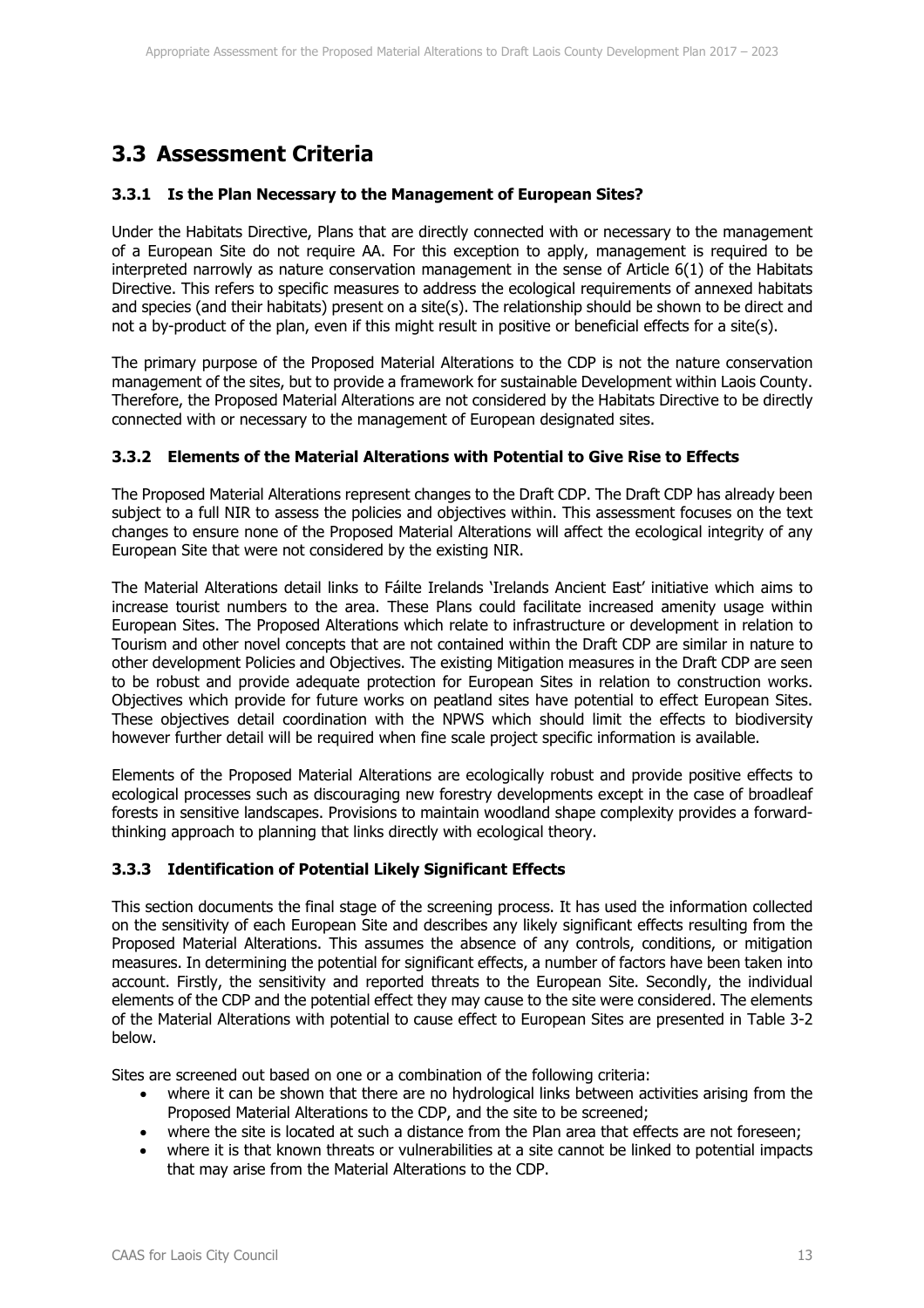## 3.3 Assessment Criteria

### 3.3.1 Is the Plan Necessary to the Management of European Sites?

Under the Habitats Directive, Plans that are directly connected with or necessary to the management of a European Site do not require AA. For this exception to apply, management is required to be interpreted narrowly as nature conservation management in the sense of Article 6(1) of the Habitats Directive. This refers to specific measures to address the ecological requirements of annexed habitats and species (and their habitats) present on a site(s). The relationship should be shown to be direct and not a by-product of the plan, even if this might result in positive or beneficial effects for a site(s).

The primary purpose of the Proposed Material Alterations to the CDP is not the nature conservation management of the sites, but to provide a framework for sustainable Development within Laois County. Therefore, the Proposed Material Alterations are not considered by the Habitats Directive to be directly connected with or necessary to the management of European designated sites.

### 3.3.2 Elements of the Material Alterations with Potential to Give Rise to Effects

The Proposed Material Alterations represent changes to the Draft CDP. The Draft CDP has already been subject to a full NIR to assess the policies and objectives within. This assessment focuses on the text changes to ensure none of the Proposed Material Alterations will affect the ecological integrity of any European Site that were not considered by the existing NIR.

The Material Alterations detail links to Fáilte Irelands 'Irelands Ancient East' initiative which aims to increase tourist numbers to the area. These Plans could facilitate increased amenity usage within European Sites. The Proposed Alterations which relate to infrastructure or development in relation to Tourism and other novel concepts that are not contained within the Draft CDP are similar in nature to other development Policies and Objectives. The existing Mitigation measures in the Draft CDP are seen to be robust and provide adequate protection for European Sites in relation to construction works. Objectives which provide for future works on peatland sites have potential to effect European Sites. These objectives detail coordination with the NPWS which should limit the effects to biodiversity however further detail will be required when fine scale project specific information is available.

Elements of the Proposed Material Alterations are ecologically robust and provide positive effects to ecological processes such as discouraging new forestry developments except in the case of broadleaf forests in sensitive landscapes. Provisions to maintain woodland shape complexity provides a forward-thinking approach to planning that links directly with ecological theory.

### 3.3.3 Identification of Potential Likely Significant Effects

This section documents the final stage of the screening process. It has used the information collected on the sensitivity of each European Site and describes any likely significant effects resulting from the Proposed Material Alterations. This assumes the absence of any controls, conditions, or mitigation measures. In determining the potential for significant effects, a number of factors have been taken into account. Firstly, the sensitivity and reported threats to the European Site. Secondly, the individual elements of the CDP and the potential effect they may cause to the site were considered. The elements of the Material Alterations with potential to cause effect to European Sites are presented in Table 3-2 below.

Sites are screened out based on one or a combination of the following criteria:

- where it can be shown that there are no hydrological links between activities arising from the Proposed Material Alterations to the CDP, and the site to be screened;
- where the site is located at such a distance from the Plan area that effects are not foreseen;
- where it is that known threats or vulnerabilities at a site cannot be linked to potential impacts that may arise from the Material Alterations to the CDP.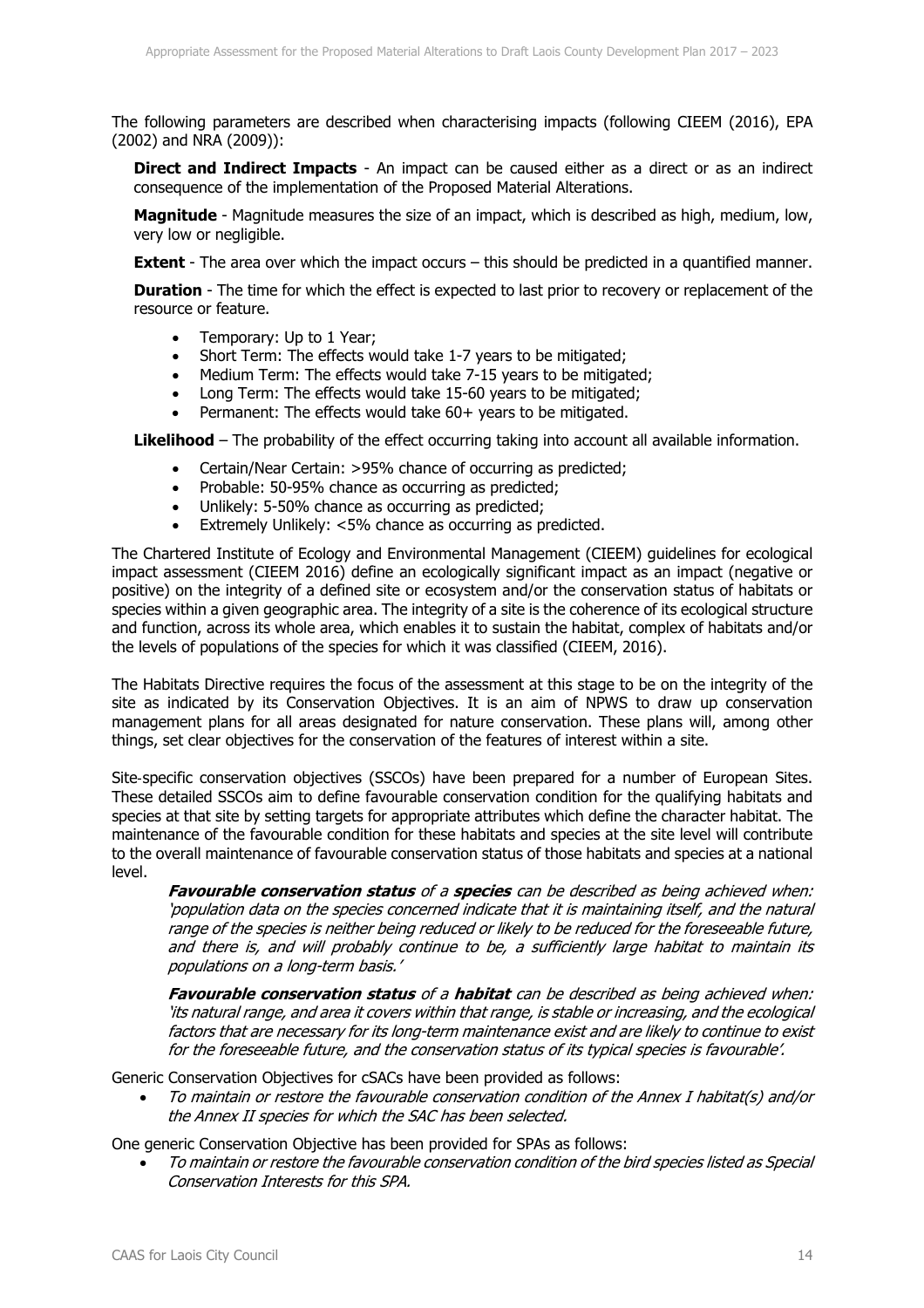The following parameters are described when characterising impacts (following CIEEM (2016), EPA (2002) and NRA (2009)):

**Direct and Indirect Impacts** - An impact can be caused either as a direct or as an indirect consequence of the implementation of the Proposed Material Alterations.

**Magnitude** - Magnitude measures the size of an impact, which is described as high, medium, low, very low or negligible.

**Extent** - The area over which the impact occurs – this should be predicted in a quantified manner.

**Duration** - The time for which the effect is expected to last prior to recovery or replacement of the resource or feature.

- Temporary: Up to 1 Year;
- Short Term: The effects would take 1-7 years to be mitigated;
- Medium Term: The effects would take 7-15 years to be mitigated;
- Long Term: The effects would take 15-60 years to be mitigated;
- Permanent: The effects would take 60+ years to be mitigated.

**Likelihood** – The probability of the effect occurring taking into account all available information.

- Certain/Near Certain: >95% chance of occurring as predicted;
- Probable: 50-95% chance as occurring as predicted;
- Unlikely: 5-50% chance as occurring as predicted;
- Extremely Unlikely: <5% chance as occurring as predicted.

The Chartered Institute of Ecology and Environmental Management (CIEEM) guidelines for ecological impact assessment (CIEEM 2016) define an ecologically significant impact as an impact (negative or positive) on the integrity of a defined site or ecosystem and/or the conservation status of habitats or species within a given geographic area. The integrity of a site is the coherence of its ecological structure and function, across its whole area, which enables it to sustain the habitat, complex of habitats and/or the levels of populations of the species for which it was classified (CIEEM, 2016).

The Habitats Directive requires the focus of the assessment at this stage to be on the integrity of the site as indicated by its Conservation Objectives. It is an aim of NPWS to draw up conservation management plans for all areas designated for nature conservation. These plans will, among other things, set clear objectives for the conservation of the features of interest within a site.

Site-specific conservation objectives (SSCOs) have been prepared for a number of European Sites. These detailed SSCOs aim to define favourable conservation condition for the qualifying habitats and species at that site by setting targets for appropriate attributes which define the character habitat. The maintenance of the favourable condition for these habitats and species at the site level will contribute to the overall maintenance of favourable conservation status of those habitats and species at a national level.

> ***Favourable conservation status** of a **species** can be described as being achieved when: 'population data on the species concerned indicate that it is maintaining itself, and the natural range of the species is neither being reduced or likely to be reduced for the foreseeable future, and there is, and will probably continue to be, a sufficiently large habitat to maintain its populations on a long-term basis.'*
>
> ***Favourable conservation status** of a **habitat** can be described as being achieved when: 'its natural range, and area it covers within that range, is stable or increasing, and the ecological factors that are necessary for its long-term maintenance exist and are likely to continue to exist for the foreseeable future, and the conservation status of its typical species is favourable'.*

Generic Conservation Objectives for cSACs have been provided as follows:

- *To maintain or restore the favourable conservation condition of the Annex I habitat(s) and/or the Annex II species for which the SAC has been selected.*

One generic Conservation Objective has been provided for SPAs as follows:

- *To maintain or restore the favourable conservation condition of the bird species listed as Special Conservation Interests for this SPA.*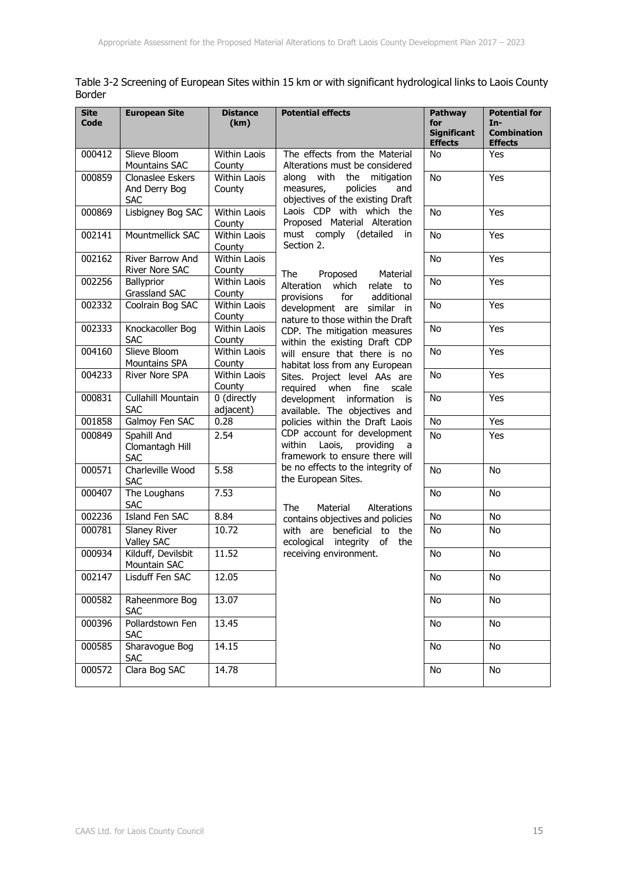Table 3-2 Screening of European Sites within 15 km or with significant hydrological links to Laois County Border

| Site Code | European Site | Distance (km) | Potential effects | Pathway for Significant Effects | Potential for In-Combination Effects |
|---|---|---|---|---|---|
| 000412 | Slieve Bloom Mountains SAC | Within Laois County | The effects from the Material Alterations must be considered along with the mitigation measures, policies and objectives of the existing Draft Laois CDP with which the Proposed Material Alteration must comply (detailed in Section 2.<br><br>The Proposed Material Alteration which relate to provisions for additional development are similar in nature to those within the Draft CDP. The mitigation measures within the existing Draft CDP will ensure that there is no habitat loss from any European Sites. Project level AAs are required when fine scale development information is available. The objectives and policies within the Draft Laois CDP account for development within Laois, providing a framework to ensure there will be no effects to the integrity of the European Sites.<br><br>The Material Alterations contains objectives and policies with are beneficial to the ecological integrity of the receiving environment. | No | Yes |
| 000859 | Clonaslee Eskers And Derry Bog SAC | Within Laois County | | No | Yes |
| 000869 | Lisbigney Bog SAC | Within Laois County | | No | Yes |
| 002141 | Mountmellick SAC | Within Laois County | | No | Yes |
| 002162 | River Barrow And River Nore SAC | Within Laois County | | No | Yes |
| 002256 | Ballyprior Grassland SAC | Within Laois County | | No | Yes |
| 002332 | Coolrain Bog SAC | Within Laois County | | No | Yes |
| 002333 | Knockacoller Bog SAC | Within Laois County | | No | Yes |
| 004160 | Slieve Bloom Mountains SPA | Within Laois County | | No | Yes |
| 004233 | River Nore SPA | Within Laois County | | No | Yes |
| 000831 | Cullahill Mountain SAC | 0 (directly adjacent) | | No | Yes |
| 001858 | Galmoy Fen SAC | 0.28 | | No | Yes |
| 000849 | Spahill And Clomantagh Hill SAC | 2.54 | | No | Yes |
| 000571 | Charleville Wood SAC | 5.58 | | No | No |
| 000407 | The Loughans SAC | 7.53 | | No | No |
| 002236 | Island Fen SAC | 8.84 | | No | No |
| 000781 | Slaney River Valley SAC | 10.72 | | No | No |
| 000934 | Kilduff, Devilsbit Mountain SAC | 11.52 | | No | No |
| 002147 | Lisduff Fen SAC | 12.05 | | No | No |
| 000582 | Raheenmore Bog SAC | 13.07 | | No | No |
| 000396 | Pollardstown Fen SAC | 13.45 | | No | No |
| 000585 | Sharavogue Bog SAC | 14.15 | | No | No |
| 000572 | Clara Bog SAC | 14.78 | | No | No |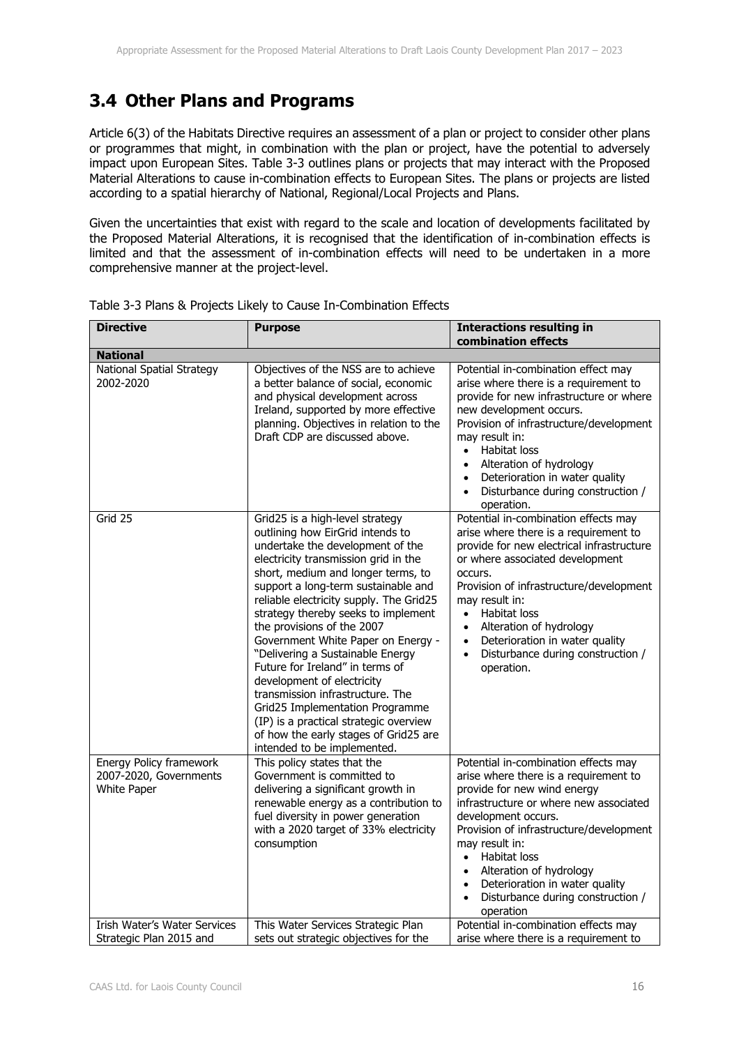## 3.4 Other Plans and Programs

Article 6(3) of the Habitats Directive requires an assessment of a plan or project to consider other plans or programmes that might, in combination with the plan or project, have the potential to adversely impact upon European Sites. Table 3-3 outlines plans or projects that may interact with the Proposed Material Alterations to cause in-combination effects to European Sites. The plans or projects are listed according to a spatial hierarchy of National, Regional/Local Projects and Plans.

Given the uncertainties that exist with regard to the scale and location of developments facilitated by the Proposed Material Alterations, it is recognised that the identification of in-combination effects is limited and that the assessment of in-combination effects will need to be undertaken in a more comprehensive manner at the project-level.

Table 3-3 Plans & Projects Likely to Cause In-Combination Effects

| Directive | Purpose | Interactions resulting in combination effects |
|---|---|---|
| **National** | | |
| National Spatial Strategy 2002-2020 | Objectives of the NSS are to achieve a better balance of social, economic and physical development across Ireland, supported by more effective planning. Objectives in relation to the Draft CDP are discussed above. | Potential in-combination effect may arise where there is a requirement to provide for new infrastructure or where new development occurs.<br>Provision of infrastructure/development may result in:<br>• Habitat loss<br>• Alteration of hydrology<br>• Deterioration in water quality<br>• Disturbance during construction / operation. |
| Grid 25 | Grid25 is a high-level strategy outlining how EirGrid intends to undertake the development of the electricity transmission grid in the short, medium and longer terms, to support a long-term sustainable and reliable electricity supply. The Grid25 strategy thereby seeks to implement the provisions of the 2007 Government White Paper on Energy - "Delivering a Sustainable Energy Future for Ireland" in terms of development of electricity transmission infrastructure. The Grid25 Implementation Programme (IP) is a practical strategic overview of how the early stages of Grid25 are intended to be implemented. | Potential in-combination effects may arise where there is a requirement to provide for new electrical infrastructure or where associated development occurs.<br>Provision of infrastructure/development may result in:<br>• Habitat loss<br>• Alteration of hydrology<br>• Deterioration in water quality<br>• Disturbance during construction / operation. |
| Energy Policy framework 2007-2020, Governments White Paper | This policy states that the Government is committed to delivering a significant growth in renewable energy as a contribution to fuel diversity in power generation with a 2020 target of 33% electricity consumption | Potential in-combination effects may arise where there is a requirement to provide for new wind energy infrastructure or where new associated development occurs.<br>Provision of infrastructure/development may result in:<br>• Habitat loss<br>• Alteration of hydrology<br>• Deterioration in water quality<br>• Disturbance during construction / operation |
| Irish Water's Water Services Strategic Plan 2015 and | This Water Services Strategic Plan sets out strategic objectives for the | Potential in-combination effects may arise where there is a requirement to |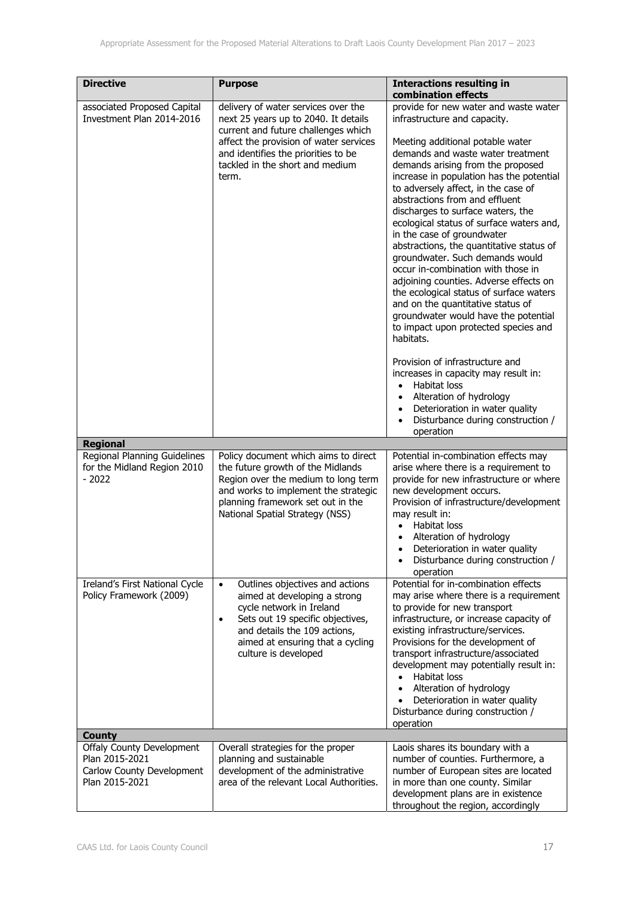| Directive | Purpose | Interactions resulting in combination effects |
| --- | --- | --- |
| associated Proposed Capital Investment Plan 2014-2016 | delivery of water services over the next 25 years up to 2040. It details current and future challenges which affect the provision of water services and identifies the priorities to be tackled in the short and medium term. | provide for new water and waste water infrastructure and capacity.<br><br>Meeting additional potable water demands and waste water treatment demands arising from the proposed increase in population has the potential to adversely affect, in the case of abstractions from and effluent discharges to surface waters, the ecological status of surface waters and, in the case of groundwater abstractions, the quantitative status of groundwater. Such demands would occur in-combination with those in adjoining counties. Adverse effects on the ecological status of surface waters and on the quantitative status of groundwater would have the potential to impact upon protected species and habitats.<br><br>Provision of infrastructure and increases in capacity may result in:<br>• Habitat loss<br>• Alteration of hydrology<br>• Deterioration in water quality<br>• Disturbance during construction / operation |
| **Regional** | | |
| Regional Planning Guidelines for the Midland Region 2010 - 2022 | Policy document which aims to direct the future growth of the Midlands Region over the medium to long term and works to implement the strategic planning framework set out in the National Spatial Strategy (NSS) | Potential in-combination effects may arise where there is a requirement to provide for new infrastructure or where new development occurs.<br>Provision of infrastructure/development may result in:<br>• Habitat loss<br>• Alteration of hydrology<br>• Deterioration in water quality<br>• Disturbance during construction / operation |
| Ireland's First National Cycle Policy Framework (2009) | • Outlines objectives and actions aimed at developing a strong cycle network in Ireland<br>• Sets out 19 specific objectives, and details the 109 actions, aimed at ensuring that a cycling culture is developed | Potential for in-combination effects may arise where there is a requirement to provide for new transport infrastructure, or increase capacity of existing infrastructure/services.<br>Provisions for the development of transport infrastructure/associated development may potentially result in:<br>• Habitat loss<br>• Alteration of hydrology<br>• Deterioration in water quality<br>Disturbance during construction / operation |
| **County** | | |
| Offaly County Development Plan 2015-2021<br>Carlow County Development Plan 2015-2021 | Overall strategies for the proper planning and sustainable development of the administrative area of the relevant Local Authorities. | Laois shares its boundary with a number of counties. Furthermore, a number of European sites are located in more than one county. Similar development plans are in existence throughout the region, accordingly |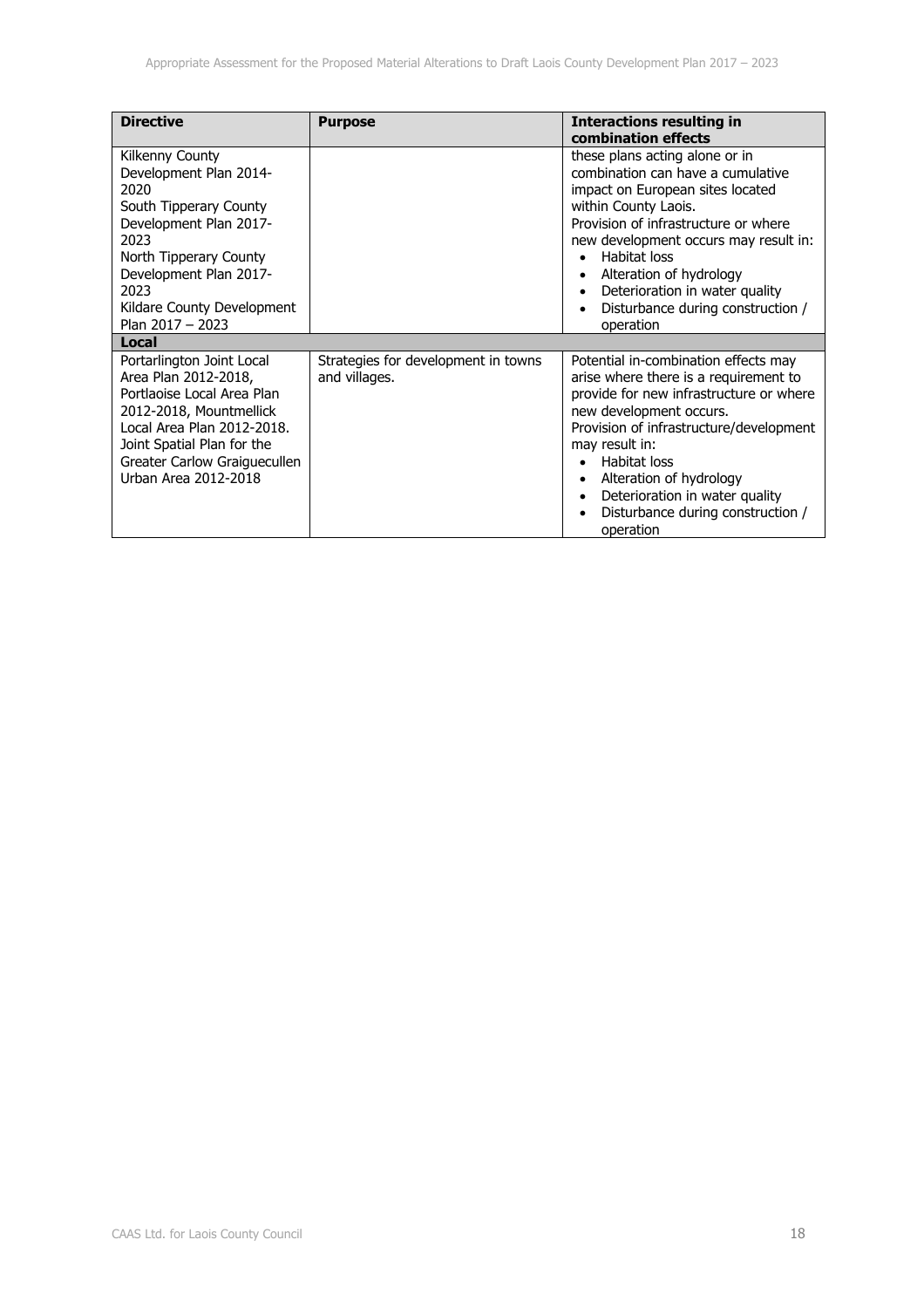| Directive | Purpose | Interactions resulting in combination effects |
|---|---|---|
| Kilkenny County Development Plan 2014-2020<br>South Tipperary County Development Plan 2017-2023<br>North Tipperary County Development Plan 2017-2023<br>Kildare County Development Plan 2017 – 2023 | | these plans acting alone or in combination can have a cumulative impact on European sites located within County Laois.<br>Provision of infrastructure or where new development occurs may result in:<br>• Habitat loss<br>• Alteration of hydrology<br>• Deterioration in water quality<br>• Disturbance during construction / operation |
| **Local** | | |
| Portarlington Joint Local Area Plan 2012-2018, Portlaoise Local Area Plan 2012-2018, Mountmellick Local Area Plan 2012-2018. Joint Spatial Plan for the Greater Carlow Graiguecullen Urban Area 2012-2018 | Strategies for development in towns and villages. | Potential in-combination effects may arise where there is a requirement to provide for new infrastructure or where new development occurs.<br>Provision of infrastructure/development may result in:<br>• Habitat loss<br>• Alteration of hydrology<br>• Deterioration in water quality<br>• Disturbance during construction / operation |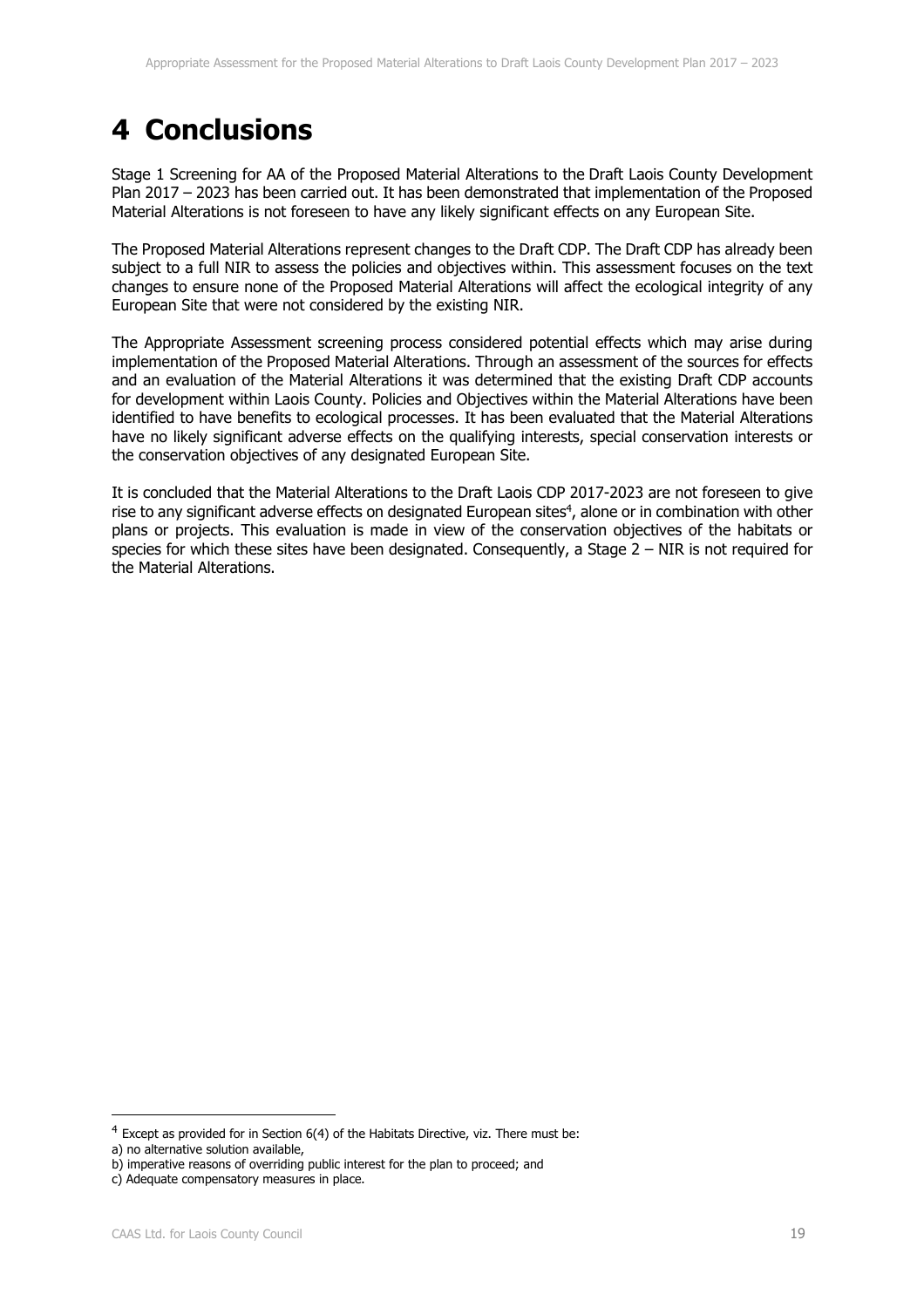# 4 Conclusions

Stage 1 Screening for AA of the Proposed Material Alterations to the Draft Laois County Development Plan 2017 – 2023 has been carried out. It has been demonstrated that implementation of the Proposed Material Alterations is not foreseen to have any likely significant effects on any European Site.

The Proposed Material Alterations represent changes to the Draft CDP. The Draft CDP has already been subject to a full NIR to assess the policies and objectives within. This assessment focuses on the text changes to ensure none of the Proposed Material Alterations will affect the ecological integrity of any European Site that were not considered by the existing NIR.

The Appropriate Assessment screening process considered potential effects which may arise during implementation of the Proposed Material Alterations. Through an assessment of the sources for effects and an evaluation of the Material Alterations it was determined that the existing Draft CDP accounts for development within Laois County. Policies and Objectives within the Material Alterations have been identified to have benefits to ecological processes. It has been evaluated that the Material Alterations have no likely significant adverse effects on the qualifying interests, special conservation interests or the conservation objectives of any designated European Site.

It is concluded that the Material Alterations to the Draft Laois CDP 2017-2023 are not foreseen to give rise to any significant adverse effects on designated European sites[4], alone or in combination with other plans or projects. This evaluation is made in view of the conservation objectives of the habitats or species for which these sites have been designated. Consequently, a Stage 2 – NIR is not required for the Material Alterations.

---

[4] Except as provided for in Section 6(4) of the Habitats Directive, viz. There must be:
a) no alternative solution available,
b) imperative reasons of overriding public interest for the plan to proceed; and
c) Adequate compensatory measures in place.